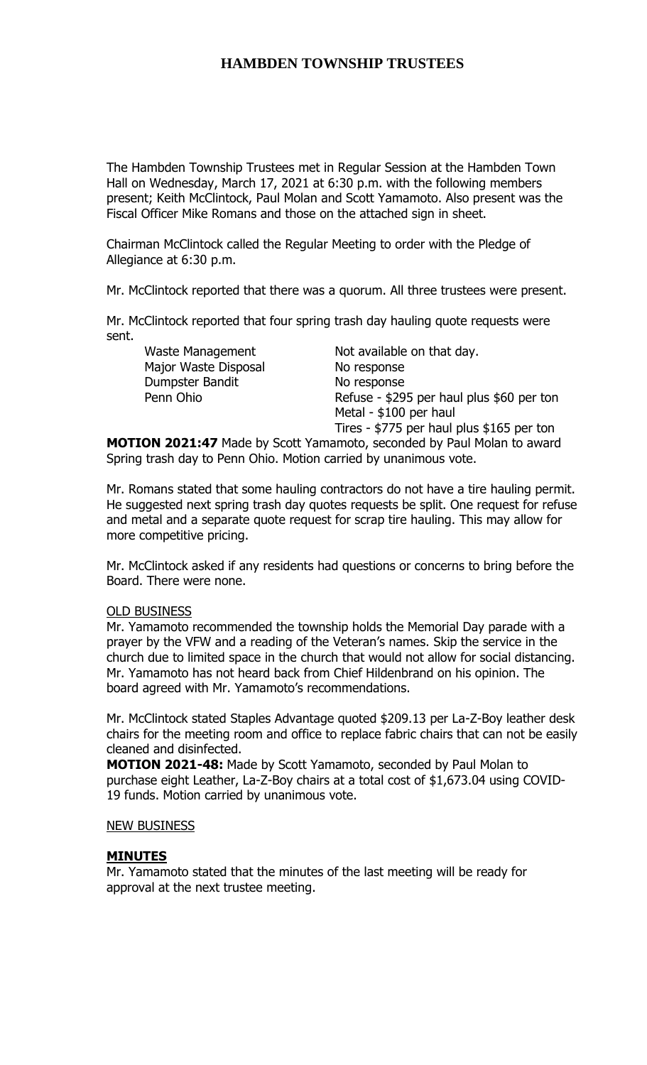# HAMBDEN TOWNSHIP TRUSTEES

The Hambden Township Trustees met in Regular Session at the Hambden Town Hall on Wednesday, March 17, 2021 at 6:30 p.m. with the following members present; Keith McClintock, Paul Molan and Scott Yamamoto. Also present was the Fiscal Officer Mike Romans and those on the attached sign in sheet.

Chairman McClintock called the Regular Meeting to order with the Pledge of Allegiance at 6:30 p.m.

Mr. McClintock reported that there was a quorum. All three trustees were present.

Mr. McClintock reported that four spring trash day hauling quote requests were sent.

| | |
|---|---|
| Waste Management | Not available on that day. |
| Major Waste Disposal | No response |
| Dumpster Bandit | No response |
| Penn Ohio | Refuse - $295 per haul plus $60 per ton<br>Metal - $100 per haul<br>Tires - $775 per haul plus $165 per ton |

**MOTION 2021:47** Made by Scott Yamamoto, seconded by Paul Molan to award Spring trash day to Penn Ohio. Motion carried by unanimous vote.

Mr. Romans stated that some hauling contractors do not have a tire hauling permit. He suggested next spring trash day quotes requests be split. One request for refuse and metal and a separate quote request for scrap tire hauling. This may allow for more competitive pricing.

Mr. McClintock asked if any residents had questions or concerns to bring before the Board. There were none.

OLD BUSINESS

Mr. Yamamoto recommended the township holds the Memorial Day parade with a prayer by the VFW and a reading of the Veteran's names. Skip the service in the church due to limited space in the church that would not allow for social distancing. Mr. Yamamoto has not heard back from Chief Hildenbrand on his opinion. The board agreed with Mr. Yamamoto's recommendations.

Mr. McClintock stated Staples Advantage quoted $209.13 per La-Z-Boy leather desk chairs for the meeting room and office to replace fabric chairs that can not be easily cleaned and disinfected.

**MOTION 2021-48:** Made by Scott Yamamoto, seconded by Paul Molan to purchase eight Leather, La-Z-Boy chairs at a total cost of $1,673.04 using COVID-19 funds. Motion carried by unanimous vote.

NEW BUSINESS

## MINUTES

Mr. Yamamoto stated that the minutes of the last meeting will be ready for approval at the next trustee meeting.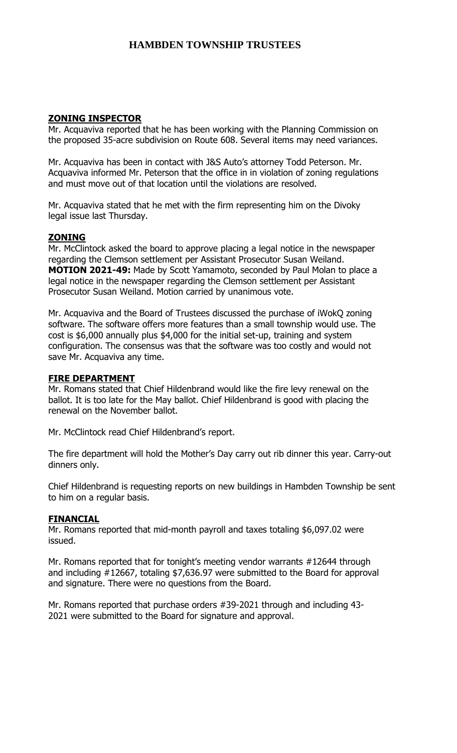## ZONING INSPECTOR

Mr. Acquaviva reported that he has been working with the Planning Commission on the proposed 35-acre subdivision on Route 608. Several items may need variances.

Mr. Acquaviva has been in contact with J&S Auto's attorney Todd Peterson. Mr. Acquaviva informed Mr. Peterson that the office in in violation of zoning regulations and must move out of that location until the violations are resolved.

Mr. Acquaviva stated that he met with the firm representing him on the Divoky legal issue last Thursday.

## ZONING

Mr. McClintock asked the board to approve placing a legal notice in the newspaper regarding the Clemson settlement per Assistant Prosecutor Susan Weiland.
**MOTION 2021-49:** Made by Scott Yamamoto, seconded by Paul Molan to place a legal notice in the newspaper regarding the Clemson settlement per Assistant Prosecutor Susan Weiland. Motion carried by unanimous vote.

Mr. Acquaviva and the Board of Trustees discussed the purchase of iWokQ zoning software. The software offers more features than a small township would use. The cost is $6,000 annually plus $4,000 for the initial set-up, training and system configuration. The consensus was that the software was too costly and would not save Mr. Acquaviva any time.

## FIRE DEPARTMENT

Mr. Romans stated that Chief Hildenbrand would like the fire levy renewal on the ballot. It is too late for the May ballot. Chief Hildenbrand is good with placing the renewal on the November ballot.

Mr. McClintock read Chief Hildenbrand's report.

The fire department will hold the Mother's Day carry out rib dinner this year. Carry-out dinners only.

Chief Hildenbrand is requesting reports on new buildings in Hambden Township be sent to him on a regular basis.

## FINANCIAL

Mr. Romans reported that mid-month payroll and taxes totaling $6,097.02 were issued.

Mr. Romans reported that for tonight's meeting vendor warrants #12644 through and including #12667, totaling $7,636.97 were submitted to the Board for approval and signature. There were no questions from the Board.

Mr. Romans reported that purchase orders #39-2021 through and including 43-2021 were submitted to the Board for signature and approval.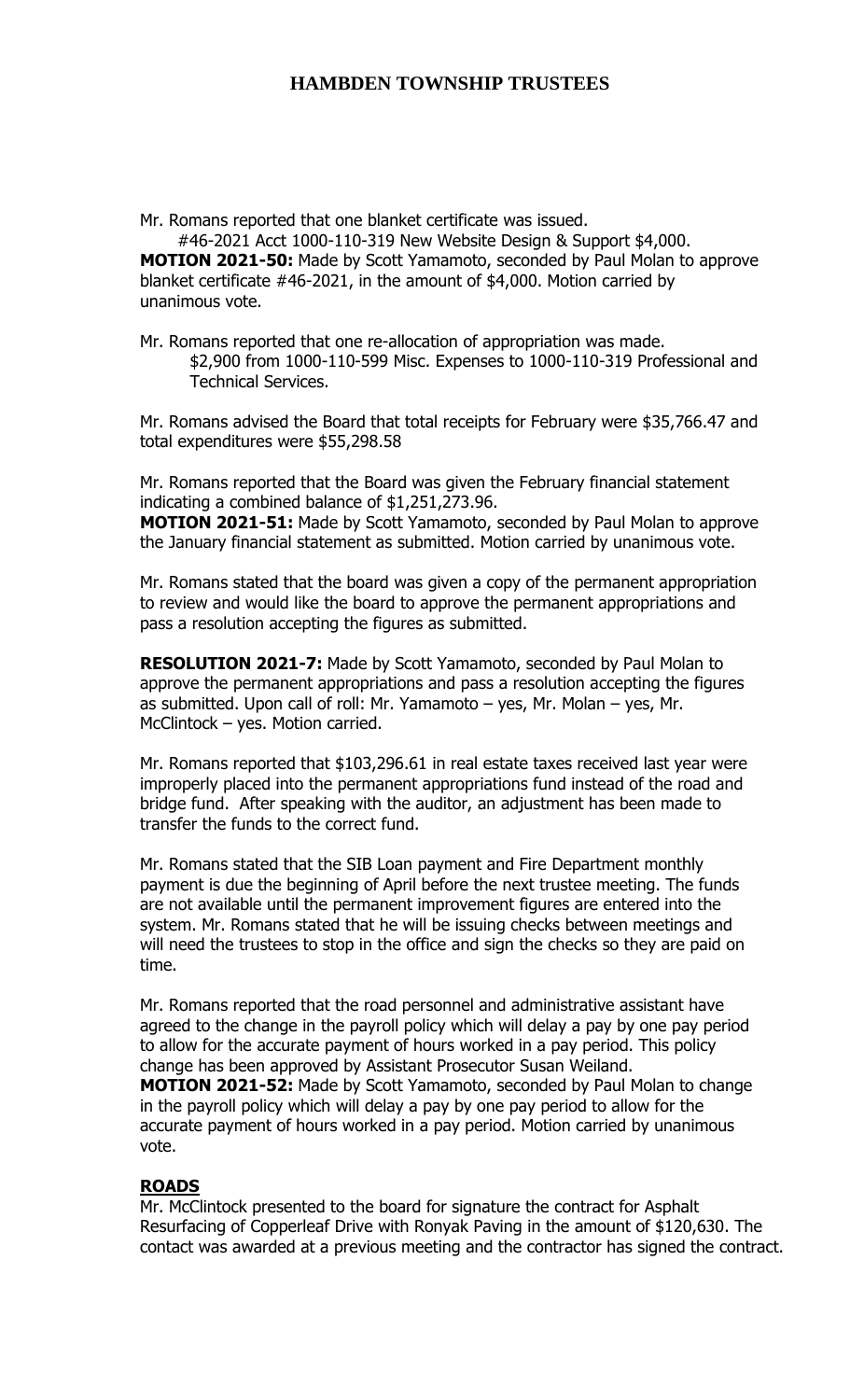Mr. Romans reported that one blanket certificate was issued.

#46-2021 Acct 1000-110-319 New Website Design & Support $4,000.

**MOTION 2021-50:** Made by Scott Yamamoto, seconded by Paul Molan to approve blanket certificate #46-2021, in the amount of $4,000. Motion carried by unanimous vote.

Mr. Romans reported that one re-allocation of appropriation was made.

$2,900 from 1000-110-599 Misc. Expenses to 1000-110-319 Professional and Technical Services.

Mr. Romans advised the Board that total receipts for February were $35,766.47 and total expenditures were $55,298.58

Mr. Romans reported that the Board was given the February financial statement indicating a combined balance of $1,251,273.96.

**MOTION 2021-51:** Made by Scott Yamamoto, seconded by Paul Molan to approve the January financial statement as submitted. Motion carried by unanimous vote.

Mr. Romans stated that the board was given a copy of the permanent appropriation to review and would like the board to approve the permanent appropriations and pass a resolution accepting the figures as submitted.

**RESOLUTION 2021-7:** Made by Scott Yamamoto, seconded by Paul Molan to approve the permanent appropriations and pass a resolution accepting the figures as submitted. Upon call of roll: Mr. Yamamoto – yes, Mr. Molan – yes, Mr. McClintock – yes. Motion carried.

Mr. Romans reported that $103,296.61 in real estate taxes received last year were improperly placed into the permanent appropriations fund instead of the road and bridge fund. After speaking with the auditor, an adjustment has been made to transfer the funds to the correct fund.

Mr. Romans stated that the SIB Loan payment and Fire Department monthly payment is due the beginning of April before the next trustee meeting. The funds are not available until the permanent improvement figures are entered into the system. Mr. Romans stated that he will be issuing checks between meetings and will need the trustees to stop in the office and sign the checks so they are paid on time.

Mr. Romans reported that the road personnel and administrative assistant have agreed to the change in the payroll policy which will delay a pay by one pay period to allow for the accurate payment of hours worked in a pay period. This policy change has been approved by Assistant Prosecutor Susan Weiland.

**MOTION 2021-52:** Made by Scott Yamamoto, seconded by Paul Molan to change in the payroll policy which will delay a pay by one pay period to allow for the accurate payment of hours worked in a pay period. Motion carried by unanimous vote.

## ROADS

Mr. McClintock presented to the board for signature the contract for Asphalt Resurfacing of Copperleaf Drive with Ronyak Paving in the amount of $120,630. The contact was awarded at a previous meeting and the contractor has signed the contract.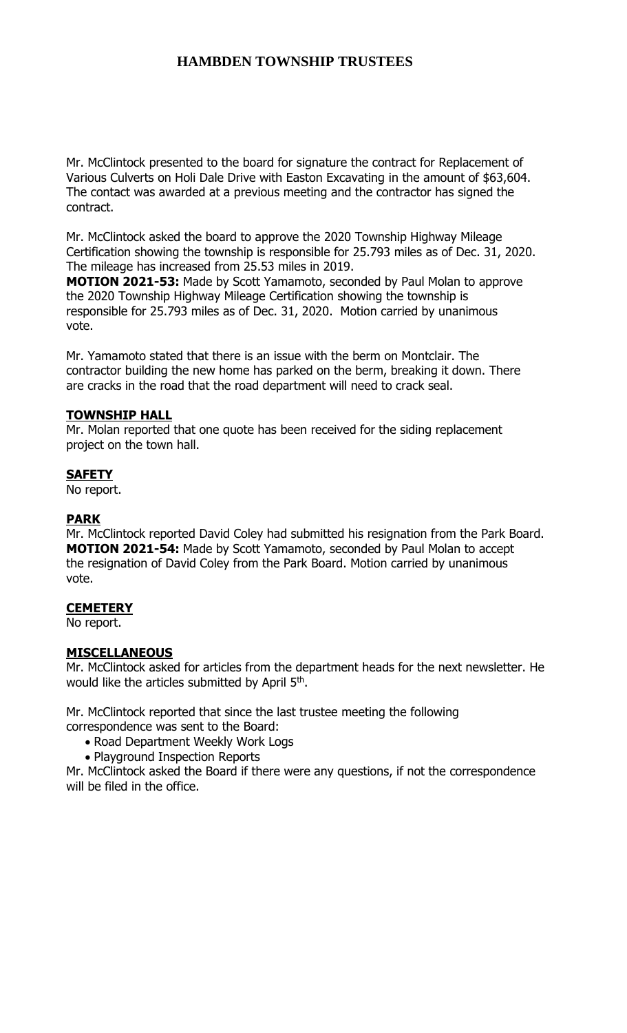Mr. McClintock presented to the board for signature the contract for Replacement of Various Culverts on Holi Dale Drive with Easton Excavating in the amount of $63,604. The contact was awarded at a previous meeting and the contractor has signed the contract.

Mr. McClintock asked the board to approve the 2020 Township Highway Mileage Certification showing the township is responsible for 25.793 miles as of Dec. 31, 2020. The mileage has increased from 25.53 miles in 2019.

**MOTION 2021-53:** Made by Scott Yamamoto, seconded by Paul Molan to approve the 2020 Township Highway Mileage Certification showing the township is responsible for 25.793 miles as of Dec. 31, 2020. Motion carried by unanimous vote.

Mr. Yamamoto stated that there is an issue with the berm on Montclair. The contractor building the new home has parked on the berm, breaking it down. There are cracks in the road that the road department will need to crack seal.

**TOWNSHIP HALL**

Mr. Molan reported that one quote has been received for the siding replacement project on the town hall.

**SAFETY**

No report.

**PARK**

Mr. McClintock reported David Coley had submitted his resignation from the Park Board.

**MOTION 2021-54:** Made by Scott Yamamoto, seconded by Paul Molan to accept the resignation of David Coley from the Park Board. Motion carried by unanimous vote.

**CEMETERY**

No report.

**MISCELLANEOUS**

Mr. McClintock asked for articles from the department heads for the next newsletter. He would like the articles submitted by April 5th.

Mr. McClintock reported that since the last trustee meeting the following correspondence was sent to the Board:

- Road Department Weekly Work Logs
- Playground Inspection Reports

Mr. McClintock asked the Board if there were any questions, if not the correspondence will be filed in the office.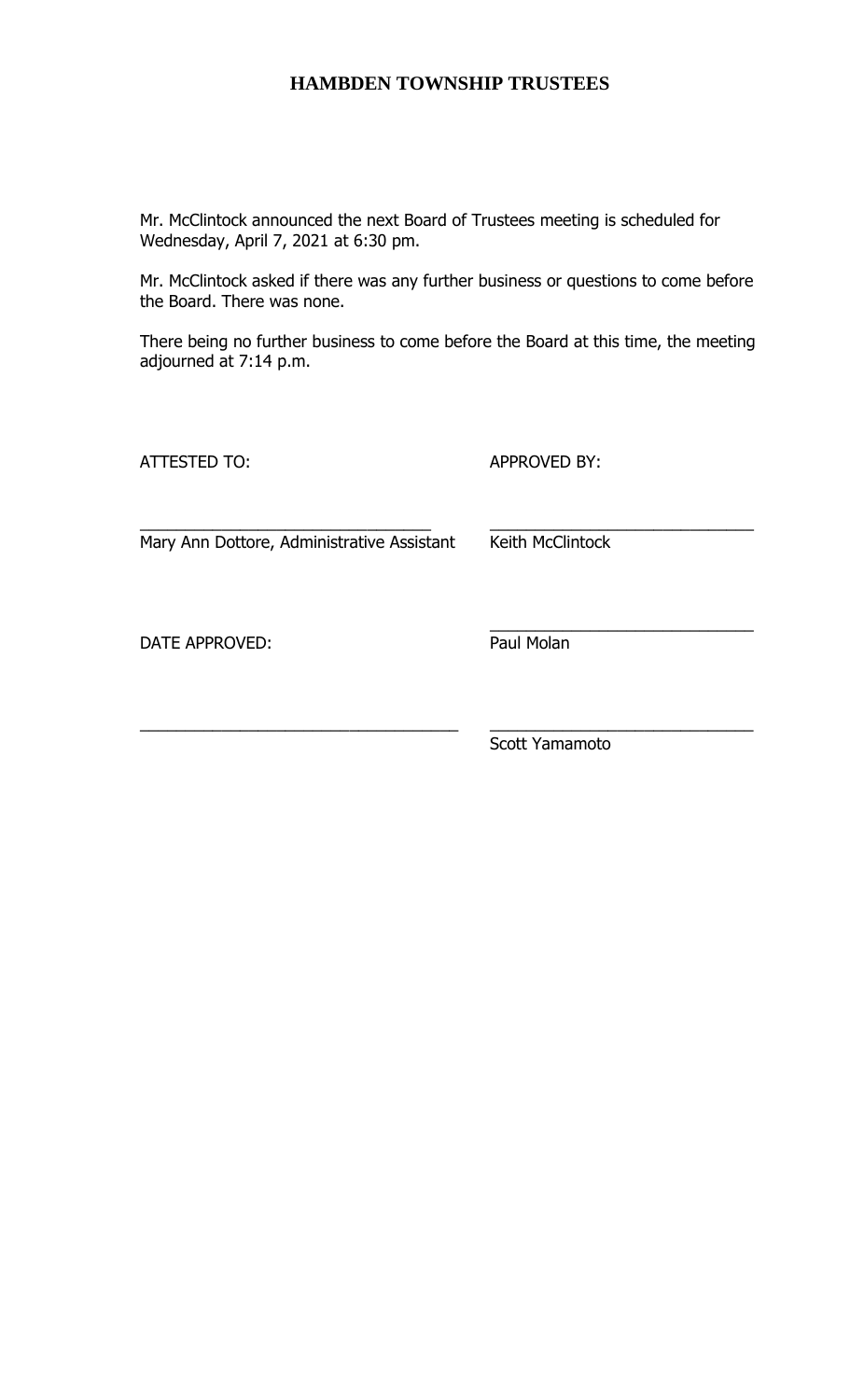Mr. McClintock announced the next Board of Trustees meeting is scheduled for Wednesday, April 7, 2021 at 6:30 pm.

Mr. McClintock asked if there was any further business or questions to come before the Board. There was none.

There being no further business to come before the Board at this time, the meeting adjourned at 7:14 p.m.

| | |
|---|---|
| ATTESTED TO: | APPROVED BY: |
| _______________________________ | _______________________________ |
| Mary Ann Dottore, Administrative Assistant | Keith McClintock |
| | _______________________________ |
| DATE APPROVED: | Paul Molan |
| _______________________________ | _______________________________ |
| | Scott Yamamoto |